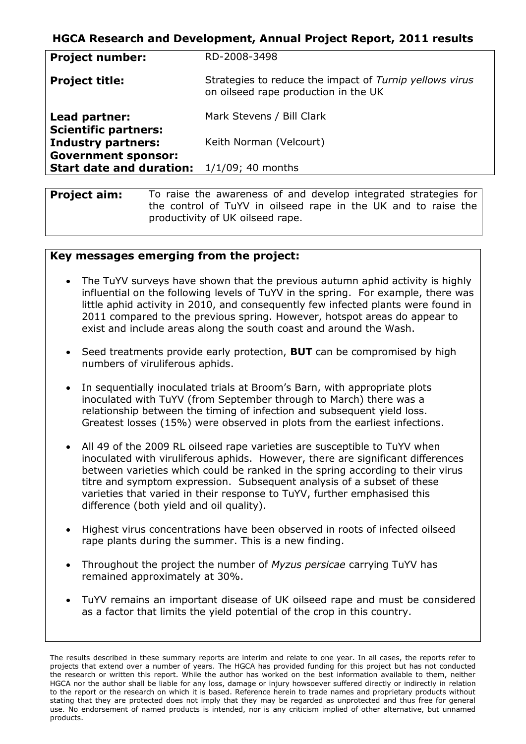## HGCA Research and Development, Annual Project Report, 2011 results

| | |
|---|---|
| **Project number:** | RD-2008-3498 |
| **Project title:** | Strategies to reduce the impact of *Turnip yellows virus* on oilseed rape production in the UK |
| **Lead partner:** | Mark Stevens / Bill Clark |
| **Scientific partners:** | |
| **Industry partners:** | Keith Norman (Velcourt) |
| **Government sponsor:** | |
| **Start date and duration:** | 1/1/09; 40 months |

| | |
|---|---|
| **Project aim:** | To raise the awareness of and develop integrated strategies for the control of TuYV in oilseed rape in the UK and to raise the productivity of UK oilseed rape. |

**Key messages emerging from the project:**

- The TuYV surveys have shown that the previous autumn aphid activity is highly influential on the following levels of TuYV in the spring. For example, there was little aphid activity in 2010, and consequently few infected plants were found in 2011 compared to the previous spring. However, hotspot areas do appear to exist and include areas along the south coast and around the Wash.
- Seed treatments provide early protection, **BUT** can be compromised by high numbers of viruliferous aphids.
- In sequentially inoculated trials at Broom's Barn, with appropriate plots inoculated with TuYV (from September through to March) there was a relationship between the timing of infection and subsequent yield loss. Greatest losses (15%) were observed in plots from the earliest infections.
- All 49 of the 2009 RL oilseed rape varieties are susceptible to TuYV when inoculated with viruliferous aphids. However, there are significant differences between varieties which could be ranked in the spring according to their virus titre and symptom expression. Subsequent analysis of a subset of these varieties that varied in their response to TuYV, further emphasised this difference (both yield and oil quality).
- Highest virus concentrations have been observed in roots of infected oilseed rape plants during the summer. This is a new finding.
- Throughout the project the number of *Myzus persicae* carrying TuYV has remained approximately at 30%.
- TuYV remains an important disease of UK oilseed rape and must be considered as a factor that limits the yield potential of the crop in this country.

The results described in these summary reports are interim and relate to one year. In all cases, the reports refer to projects that extend over a number of years. The HGCA has provided funding for this project but has not conducted the research or written this report. While the author has worked on the best information available to them, neither HGCA nor the author shall be liable for any loss, damage or injury howsoever suffered directly or indirectly in relation to the report or the research on which it is based. Reference herein to trade names and proprietary products without stating that they are protected does not imply that they may be regarded as unprotected and thus free for general use. No endorsement of named products is intended, nor is any criticism implied of other alternative, but unnamed products.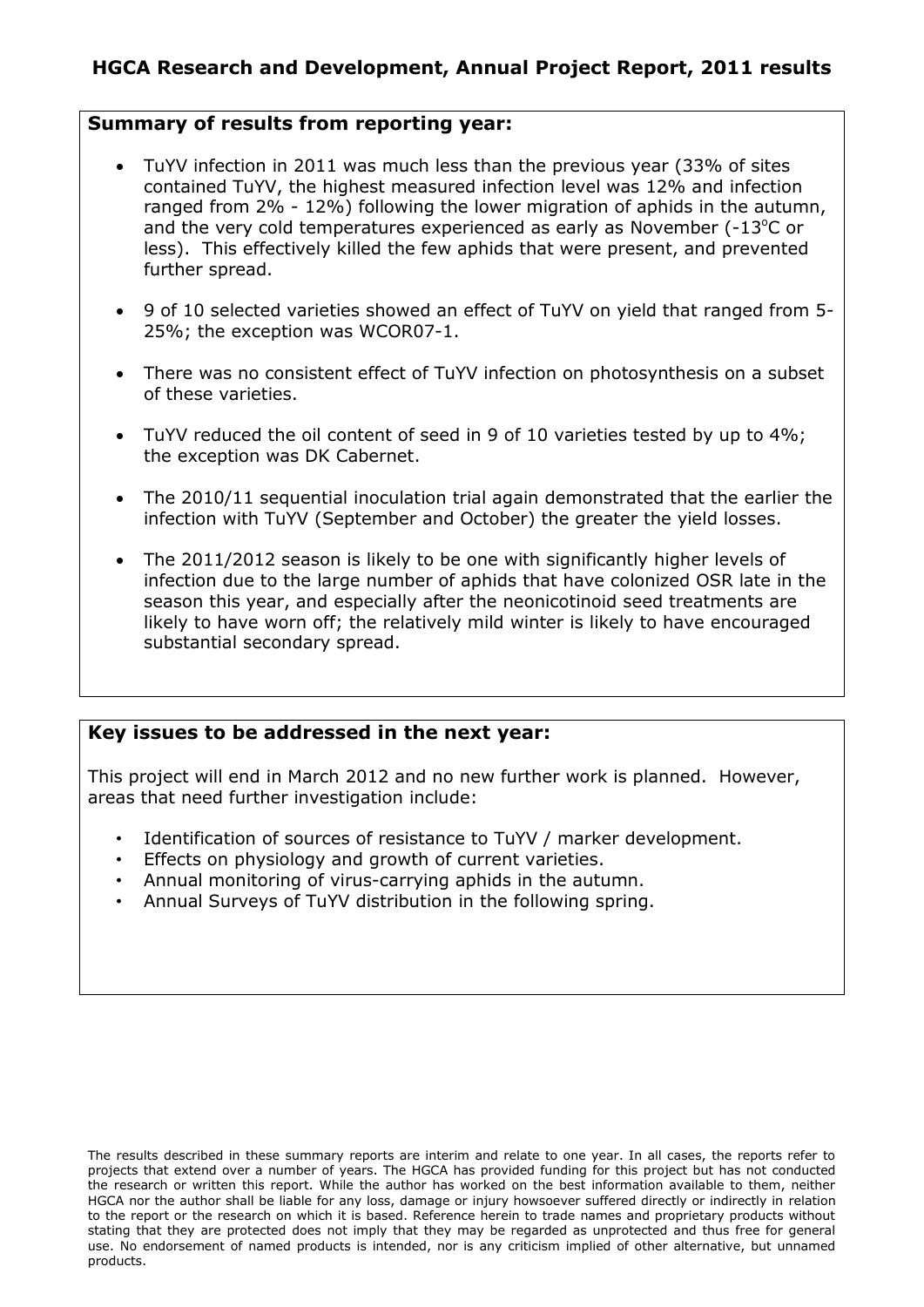**Summary of results from reporting year:**

- TuYV infection in 2011 was much less than the previous year (33% of sites contained TuYV, the highest measured infection level was 12% and infection ranged from 2% - 12%) following the lower migration of aphids in the autumn, and the very cold temperatures experienced as early as November (-13°C or less). This effectively killed the few aphids that were present, and prevented further spread.
- 9 of 10 selected varieties showed an effect of TuYV on yield that ranged from 5-25%; the exception was WCOR07-1.
- There was no consistent effect of TuYV infection on photosynthesis on a subset of these varieties.
- TuYV reduced the oil content of seed in 9 of 10 varieties tested by up to 4%; the exception was DK Cabernet.
- The 2010/11 sequential inoculation trial again demonstrated that the earlier the infection with TuYV (September and October) the greater the yield losses.
- The 2011/2012 season is likely to be one with significantly higher levels of infection due to the large number of aphids that have colonized OSR late in the season this year, and especially after the neonicotinoid seed treatments are likely to have worn off; the relatively mild winter is likely to have encouraged substantial secondary spread.

**Key issues to be addressed in the next year:**

This project will end in March 2012 and no new further work is planned. However, areas that need further investigation include:

- Identification of sources of resistance to TuYV / marker development.
- Effects on physiology and growth of current varieties.
- Annual monitoring of virus-carrying aphids in the autumn.
- Annual Surveys of TuYV distribution in the following spring.

The results described in these summary reports are interim and relate to one year. In all cases, the reports refer to projects that extend over a number of years. The HGCA has provided funding for this project but has not conducted the research or written this report. While the author has worked on the best information available to them, neither HGCA nor the author shall be liable for any loss, damage or injury howsoever suffered directly or indirectly in relation to the report or the research on which it is based. Reference herein to trade names and proprietary products without stating that they are protected does not imply that they may be regarded as unprotected and thus free for general use. No endorsement of named products is intended, nor is any criticism implied of other alternative, but unnamed products.